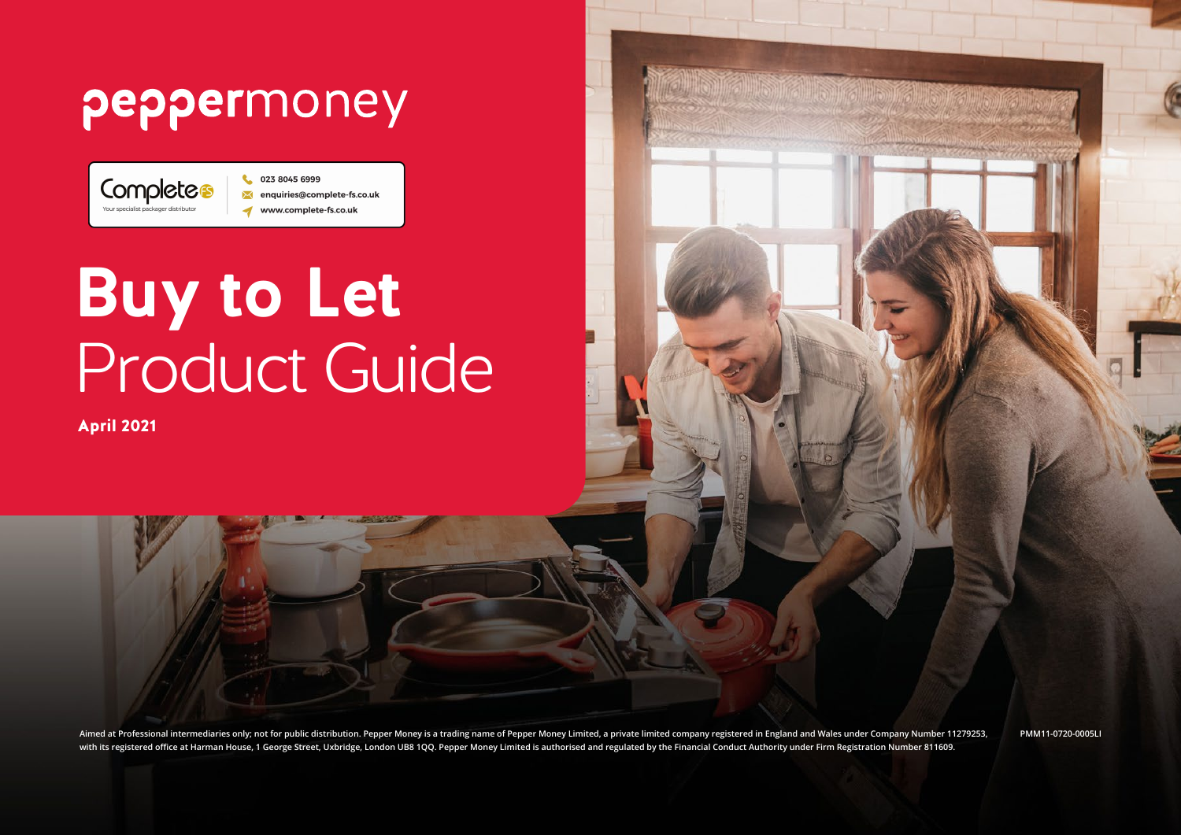peppermoney

Complete FS
Your specialist packager distributor

023 8045 6999
enquiries@complete-fs.co.uk
www.complete-fs.co.uk

# Buy to Let Product Guide

**April 2021**

Aimed at Professional intermediaries only; not for public distribution. Pepper Money is a trading name of Pepper Money Limited, a private limited company registered in England and Wales under Company Number 11279253, with its registered office at Harman House, 1 George Street, Uxbridge, London UB8 1QQ. Pepper Money Limited is authorised and regulated by the Financial Conduct Authority under Firm Registration Number 811609.

PMM11-0720-0005LI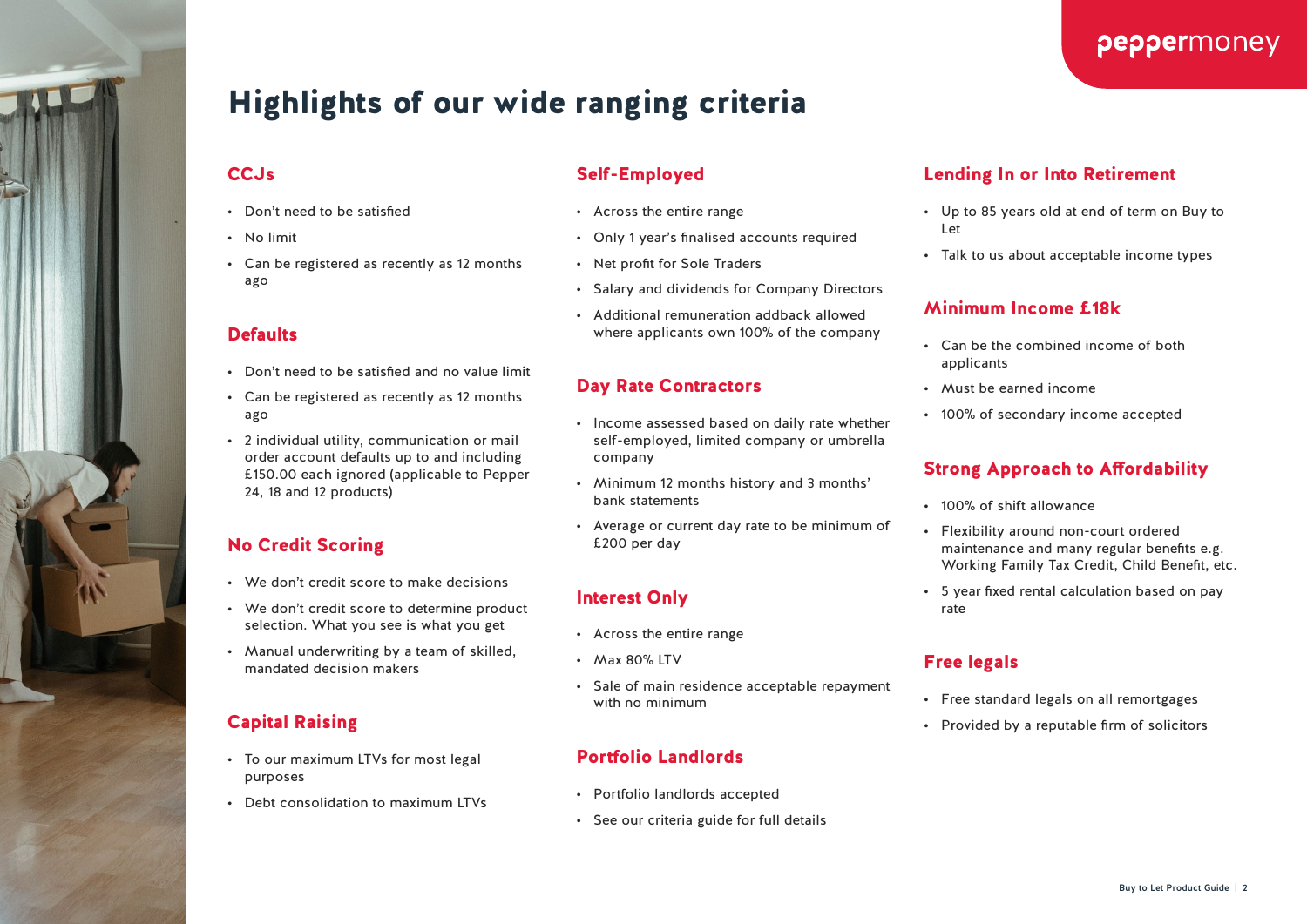# Highlights of our wide ranging criteria

## CCJs

- Don't need to be satisfied
- No limit
- Can be registered as recently as 12 months ago

## Defaults

- Don't need to be satisfied and no value limit
- Can be registered as recently as 12 months ago
- 2 individual utility, communication or mail order account defaults up to and including £150.00 each ignored (applicable to Pepper 24, 18 and 12 products)

## No Credit Scoring

- We don't credit score to make decisions
- We don't credit score to determine product selection. What you see is what you get
- Manual underwriting by a team of skilled, mandated decision makers

## Capital Raising

- To our maximum LTVs for most legal purposes
- Debt consolidation to maximum LTVs

## Self-Employed

- Across the entire range
- Only 1 year's finalised accounts required
- Net profit for Sole Traders
- Salary and dividends for Company Directors
- Additional remuneration addback allowed where applicants own 100% of the company

## Day Rate Contractors

- Income assessed based on daily rate whether self-employed, limited company or umbrella company
- Minimum 12 months history and 3 months' bank statements
- Average or current day rate to be minimum of £200 per day

## Interest Only

- Across the entire range
- Max 80% LTV
- Sale of main residence acceptable repayment with no minimum

## Portfolio Landlords

- Portfolio landlords accepted
- See our criteria guide for full details

## Lending In or Into Retirement

- Up to 85 years old at end of term on Buy to Let
- Talk to us about acceptable income types

## Minimum Income £18k

- Can be the combined income of both applicants
- Must be earned income
- 100% of secondary income accepted

## Strong Approach to Affordability

- 100% of shift allowance
- Flexibility around non-court ordered maintenance and many regular benefits e.g. Working Family Tax Credit, Child Benefit, etc.
- 5 year fixed rental calculation based on pay rate

## Free legals

- Free standard legals on all remortgages
- Provided by a reputable firm of solicitors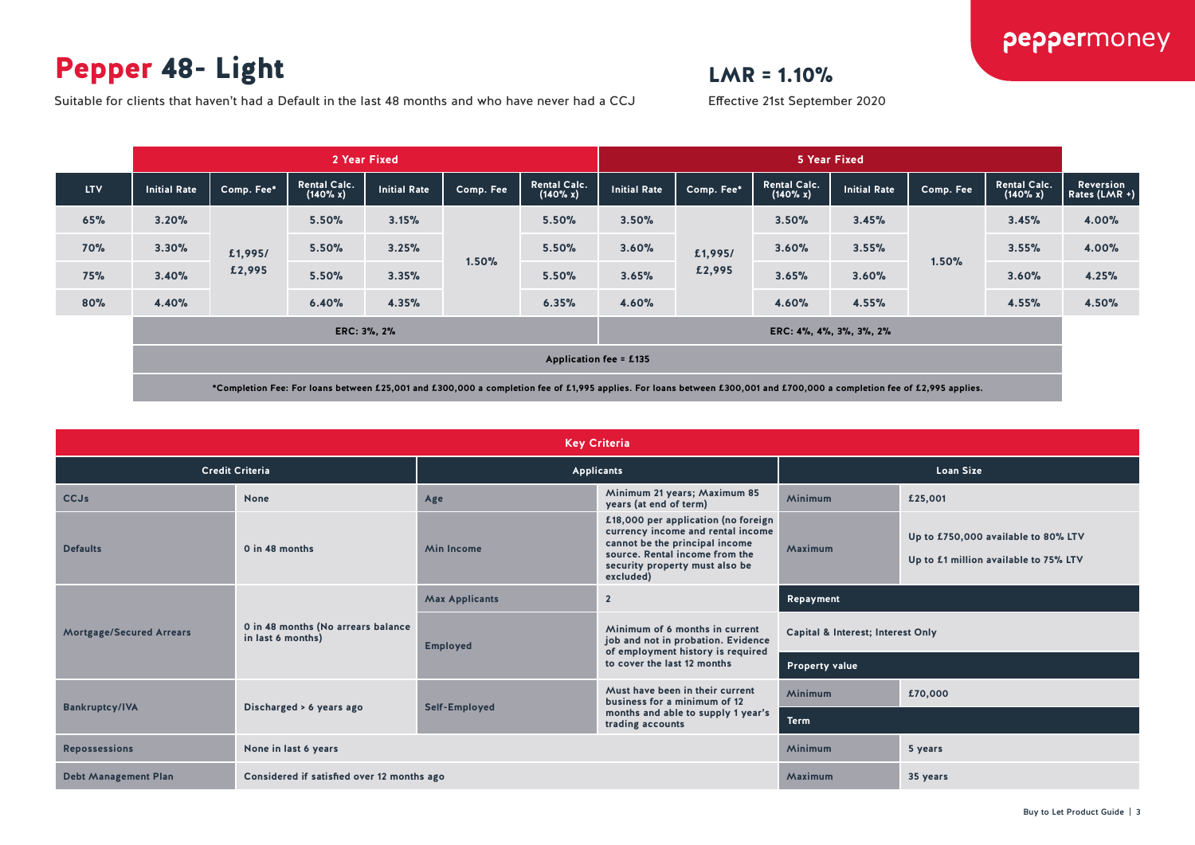# Pepper 48- Light

Suitable for clients that haven't had a Default in the last 48 months and who have never had a CCJ

## LMR = 1.10%

Effective 21st September 2020

| | 2 Year Fixed | | | | | | 5 Year Fixed | | | | | | |
|---|---|---|---|---|---|---|---|---|---|---|---|---|---|
| LTV | Initial Rate | Comp. Fee* | Rental Calc. (140% x) | Initial Rate | Comp. Fee | Rental Calc. (140% x) | Initial Rate | Comp. Fee* | Rental Calc. (140% x) | Initial Rate | Comp. Fee | Rental Calc. (140% x) | Reversion Rates (LMR +) |
| 65% | 3.20% | £1,995/ £2,995 | 5.50% | 3.15% | 1.50% | 5.50% | 3.50% | £1,995/ £2,995 | 3.50% | 3.45% | 1.50% | 3.45% | 4.00% |
| 70% | 3.30% | | 5.50% | 3.25% | | 5.50% | 3.60% | | 3.60% | 3.55% | | 3.55% | 4.00% |
| 75% | 3.40% | | 5.50% | 3.35% | | 5.50% | 3.65% | | 3.65% | 3.60% | | 3.60% | 4.25% |
| 80% | 4.40% | | 6.40% | 4.35% | | 6.35% | 4.60% | | 4.60% | 4.55% | | 4.55% | 4.50% |
| | ERC: 3%, 2% | | | | | | ERC: 4%, 4%, 3%, 3%, 2% | | | | | | |

Application fee = £135

*Completion Fee: For loans between £25,001 and £300,000 a completion fee of £1,995 applies. For loans between £300,001 and £700,000 a completion fee of £2,995 applies.

## Key Criteria

| Credit Criteria | | Applicants | | Loan Size | |
|---|---|---|---|---|---|
| CCJs | None | Age | Minimum 21 years; Maximum 85 years (at end of term) | Minimum | £25,001 |
| Defaults | 0 in 48 months | Min Income | £18,000 per application (no foreign currency income and rental income cannot be the principal income source. Rental income from the security property must also be excluded) | Maximum | Up to £750,000 available to 80% LTV<br>Up to £1 million available to 75% LTV |
| Mortgage/Secured Arrears | 0 in 48 months (No arrears balance in last 6 months) | Max Applicants | 2 | **Repayment** | |
| | | Employed | Minimum of 6 months in current job and not in probation. Evidence of employment history is required to cover the last 12 months | Capital & Interest; Interest Only | |
| | | | | **Property value** | |
| Bankruptcy/IVA | Discharged > 6 years ago | Self-Employed | Must have been in their current business for a minimum of 12 months and able to supply 1 year's trading accounts | Minimum | £70,000 |
| | | | | **Term** | |
| Repossessions | None in last 6 years | | | Minimum | 5 years |
| Debt Management Plan | Considered if satisfied over 12 months ago | | | Maximum | 35 years |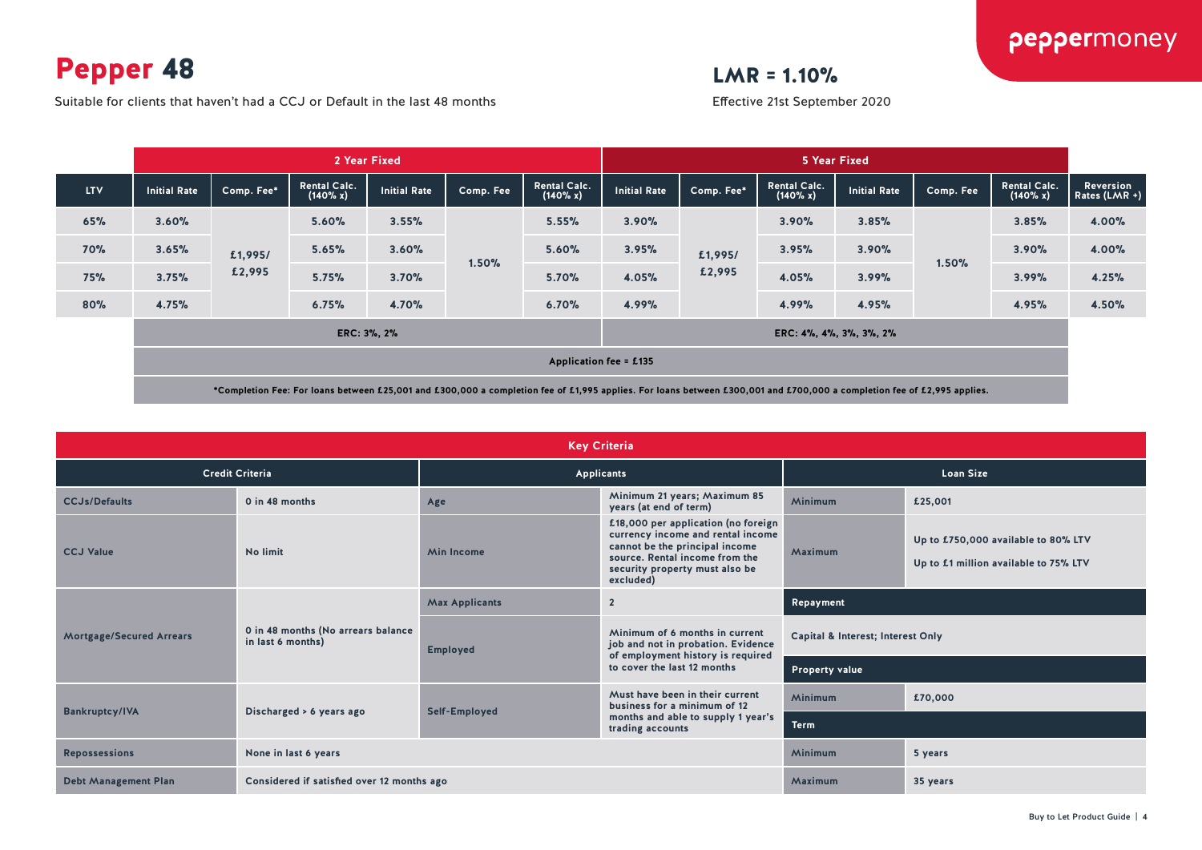# Pepper 48

Suitable for clients that haven't had a CCJ or Default in the last 48 months

## LMR = 1.10%

Effective 21st September 2020

| | 2 Year Fixed | | | | | | 5 Year Fixed | | | | | | |
|---|---|---|---|---|---|---|---|---|---|---|---|---|---|
| LTV | Initial Rate | Comp. Fee* | Rental Calc. (140% x) | Initial Rate | Comp. Fee | Rental Calc. (140% x) | Initial Rate | Comp. Fee* | Rental Calc. (140% x) | Initial Rate | Comp. Fee | Rental Calc. (140% x) | Reversion Rates (LMR +) |
| 65% | 3.60% | £1,995/ £2,995 | 5.60% | 3.55% | 1.50% | 5.55% | 3.90% | £1,995/ £2,995 | 3.90% | 3.85% | 1.50% | 3.85% | 4.00% |
| 70% | 3.65% | | 5.65% | 3.60% | | 5.60% | 3.95% | | 3.95% | 3.90% | | 3.90% | 4.00% |
| 75% | 3.75% | | 5.75% | 3.70% | | 5.70% | 4.05% | | 4.05% | 3.99% | | 3.99% | 4.25% |
| 80% | 4.75% | | 6.75% | 4.70% | | 6.70% | 4.99% | | 4.99% | 4.95% | | 4.95% | 4.50% |
| | ERC: 3%, 2% | | | | | | ERC: 4%, 4%, 3%, 3%, 2% | | | | | | |

Application fee = £135

*Completion Fee: For loans between £25,001 and £300,000 a completion fee of £1,995 applies. For loans between £300,001 and £700,000 a completion fee of £2,995 applies.

## Key Criteria

| Credit Criteria | | Applicants | | Loan Size | |
|---|---|---|---|---|---|
| CCJs/Defaults | 0 in 48 months | Age | Minimum 21 years; Maximum 85 years (at end of term) | Minimum | £25,001 |
| CCJ Value | No limit | Min Income | £18,000 per application (no foreign currency income and rental income cannot be the principal income source. Rental income from the security property must also be excluded) | Maximum | Up to £750,000 available to 80% LTV<br>Up to £1 million available to 75% LTV |
| Mortgage/Secured Arrears | 0 in 48 months (No arrears balance in last 6 months) | Max Applicants | 2 | **Repayment** | |
| | | Employed | Minimum of 6 months in current job and not in probation. Evidence of employment history is required to cover the last 12 months | Capital & Interest; Interest Only | |
| | | | | **Property value** | |
| Bankruptcy/IVA | Discharged > 6 years ago | Self-Employed | Must have been in their current business for a minimum of 12 months and able to supply 1 year's trading accounts | Minimum | £70,000 |
| | | | | **Term** | |
| Repossessions | None in last 6 years | | | Minimum | 5 years |
| Debt Management Plan | Considered if satisfied over 12 months ago | | | Maximum | 35 years |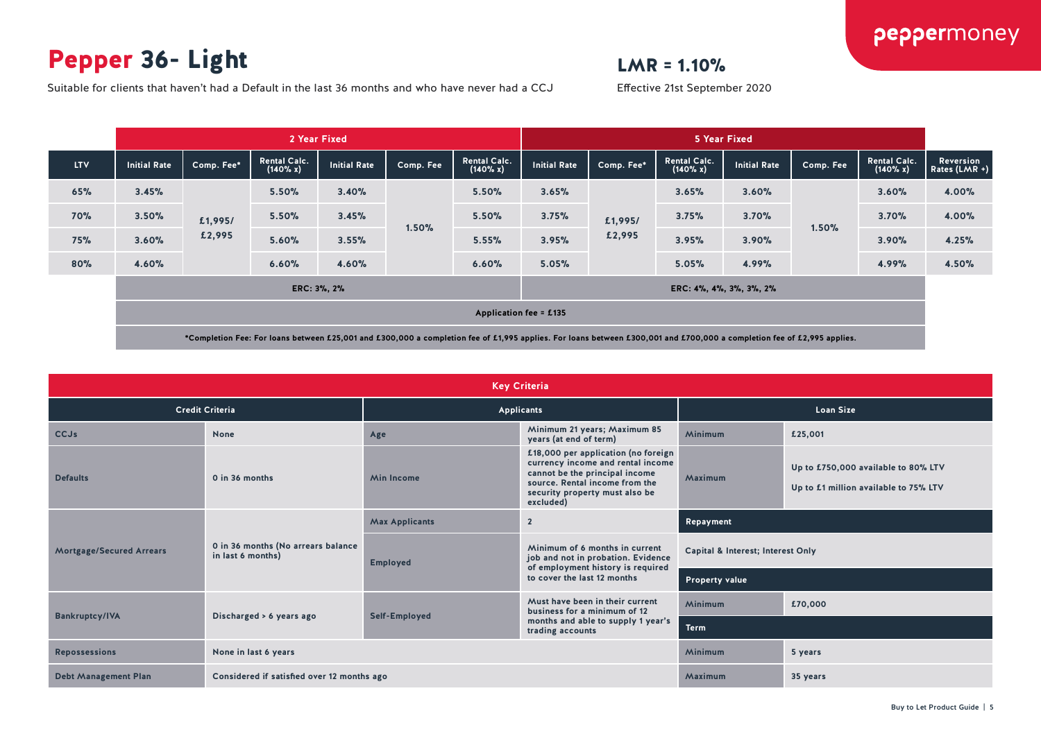# Pepper 36- Light

Suitable for clients that haven't had a Default in the last 36 months and who have never had a CCJ

## LMR = 1.10%

Effective 21st September 2020

| | 2 Year Fixed | | | | | | 5 Year Fixed | | | | | | |
|---|---|---|---|---|---|---|---|---|---|---|---|---|---|
| LTV | Initial Rate | Comp. Fee* | Rental Calc. (140% x) | Initial Rate | Comp. Fee | Rental Calc. (140% x) | Initial Rate | Comp. Fee* | Rental Calc. (140% x) | Initial Rate | Comp. Fee | Rental Calc. (140% x) | Reversion Rates (LMR +) |
| 65% | 3.45% | £1,995/ £2,995 | 5.50% | 3.40% | 1.50% | 5.50% | 3.65% | £1,995/ £2,995 | 3.65% | 3.60% | 1.50% | 3.60% | 4.00% |
| 70% | 3.50% | | 5.50% | 3.45% | | 5.50% | 3.75% | | 3.75% | 3.70% | | 3.70% | 4.00% |
| 75% | 3.60% | | 5.60% | 3.55% | | 5.55% | 3.95% | | 3.95% | 3.90% | | 3.90% | 4.25% |
| 80% | 4.60% | | 6.60% | 4.60% | | 6.60% | 5.05% | | 5.05% | 4.99% | | 4.99% | 4.50% |
| | ERC: 3%, 2% | | | | | | ERC: 4%, 4%, 3%, 3%, 2% | | | | | | |

Application fee = £135

*Completion Fee: For loans between £25,001 and £300,000 a completion fee of £1,995 applies. For loans between £300,001 and £700,000 a completion fee of £2,995 applies.

## Key Criteria

| Credit Criteria | | Applicants | | Loan Size | |
|---|---|---|---|---|---|
| CCJs | None | Age | Minimum 21 years; Maximum 85 years (at end of term) | Minimum | £25,001 |
| Defaults | 0 in 36 months | Min Income | £18,000 per application (no foreign currency income and rental income cannot be the principal income source. Rental income from the security property must also be excluded) | Maximum | Up to £750,000 available to 80% LTV<br>Up to £1 million available to 75% LTV |
| Mortgage/Secured Arrears | 0 in 36 months (No arrears balance in last 6 months) | Max Applicants | 2 | **Repayment** | |
| | | Employed | Minimum of 6 months in current job and not in probation. Evidence of employment history is required to cover the last 12 months | Capital & Interest; Interest Only | |
| | | | | **Property value** | |
| Bankruptcy/IVA | Discharged > 6 years ago | Self-Employed | Must have been in their current business for a minimum of 12 months and able to supply 1 year's trading accounts | Minimum | £70,000 |
| | | | | **Term** | |
| Repossessions | None in last 6 years | | | Minimum | 5 years |
| Debt Management Plan | Considered if satisfied over 12 months ago | | | Maximum | 35 years |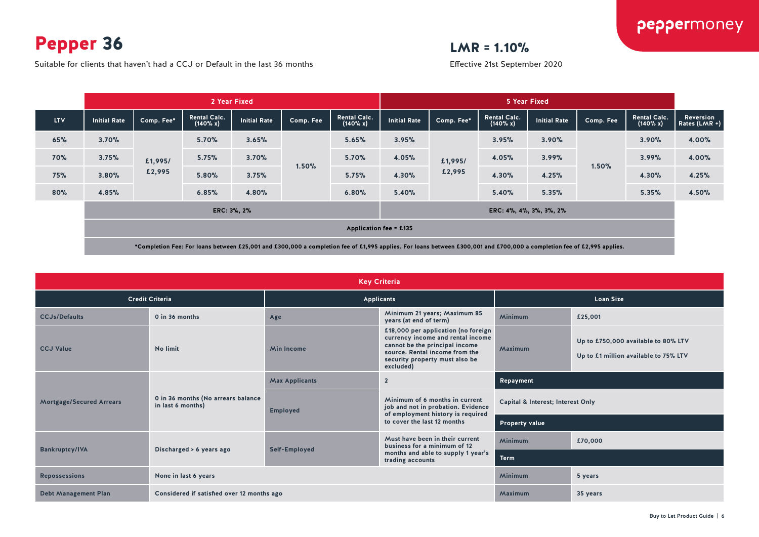# Pepper 36

Suitable for clients that haven't had a CCJ or Default in the last 36 months

## LMR = 1.10%

Effective 21st September 2020

| | 2 Year Fixed | | | | | | 5 Year Fixed | | | | | | |
|---|---|---|---|---|---|---|---|---|---|---|---|---|---|
| LTV | Initial Rate | Comp. Fee* | Rental Calc. (140% x) | Initial Rate | Comp. Fee | Rental Calc. (140% x) | Initial Rate | Comp. Fee* | Rental Calc. (140% x) | Initial Rate | Comp. Fee | Rental Calc. (140% x) | Reversion Rates (LMR +) |
| 65% | 3.70% | £1,995/ £2,995 | 5.70% | 3.65% | 1.50% | 5.65% | 3.95% | £1,995/ £2,995 | 3.95% | 3.90% | 1.50% | 3.90% | 4.00% |
| 70% | 3.75% | | 5.75% | 3.70% | | 5.70% | 4.05% | | 4.05% | 3.99% | | 3.99% | 4.00% |
| 75% | 3.80% | | 5.80% | 3.75% | | 5.75% | 4.30% | | 4.30% | 4.25% | | 4.30% | 4.25% |
| 80% | 4.85% | | 6.85% | 4.80% | | 6.80% | 5.40% | | 5.40% | 5.35% | | 5.35% | 4.50% |
| | ERC: 3%, 2% | | | | | | ERC: 4%, 4%, 3%, 3%, 2% | | | | | | |

Application fee = £135

*Completion Fee: For loans between £25,001 and £300,000 a completion fee of £1,995 applies. For loans between £300,001 and £700,000 a completion fee of £2,995 applies.

## Key Criteria

| Credit Criteria | | Applicants | | Loan Size | |
|---|---|---|---|---|---|
| CCJs/Defaults | 0 in 36 months | Age | Minimum 21 years; Maximum 85 years (at end of term) | Minimum | £25,001 |
| CCJ Value | No limit | Min Income | £18,000 per application (no foreign currency income and rental income cannot be the principal income source. Rental income from the security property must also be excluded) | Maximum | Up to £750,000 available to 80% LTV<br>Up to £1 million available to 75% LTV |
| Mortgage/Secured Arrears | 0 in 36 months (No arrears balance in last 6 months) | Max Applicants | 2 | **Repayment** | |
| | | Employed | Minimum of 6 months in current job and not in probation. Evidence of employment history is required to cover the last 12 months | Capital & Interest; Interest Only | |
| | | | | **Property value** | |
| Bankruptcy/IVA | Discharged > 6 years ago | Self-Employed | Must have been in their current business for a minimum of 12 months and able to supply 1 year's trading accounts | Minimum | £70,000 |
| | | | | **Term** | |
| Repossessions | None in last 6 years | | | Minimum | 5 years |
| Debt Management Plan | Considered if satisfied over 12 months ago | | | Maximum | 35 years |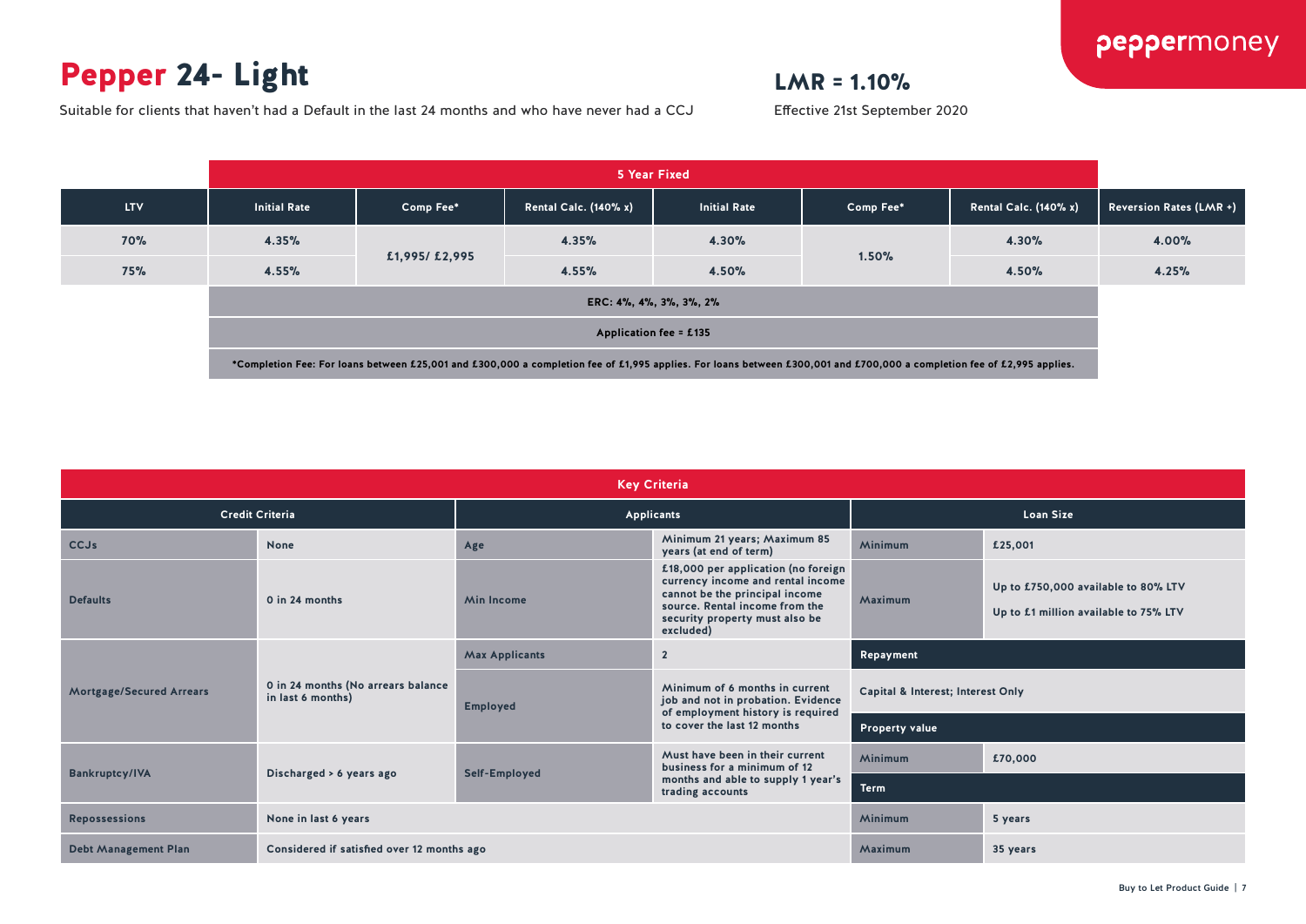# Pepper 24- Light

Suitable for clients that haven't had a Default in the last 24 months and who have never had a CCJ

## LMR = 1.10%

Effective 21st September 2020

| | 5 Year Fixed | | | | | | |
|---|---|---|---|---|---|---|---|
| LTV | Initial Rate | Comp Fee* | Rental Calc. (140% x) | Initial Rate | Comp Fee* | Rental Calc. (140% x) | Reversion Rates (LMR +) |
| 70% | 4.35% | £1,995/ £2,995 | 4.35% | 4.30% | 1.50% | 4.30% | 4.00% |
| 75% | 4.55% | £1,995/ £2,995 | 4.55% | 4.50% | 1.50% | 4.50% | 4.25% |

ERC: 4%, 4%, 3%, 3%, 2%

Application fee = £135

*Completion Fee: For loans between £25,001 and £300,000 a completion fee of £1,995 applies. For loans between £300,001 and £700,000 a completion fee of £2,995 applies.

## Key Criteria

| Credit Criteria | | Applicants | | Loan Size | |
|---|---|---|---|---|---|
| CCJs | None | Age | Minimum 21 years; Maximum 85 years (at end of term) | Minimum | £25,001 |
| Defaults | 0 in 24 months | Min Income | £18,000 per application (no foreign currency income and rental income cannot be the principal income source. Rental income from the security property must also be excluded) | Maximum | Up to £750,000 available to 80% LTV<br>Up to £1 million available to 75% LTV |
| Mortgage/Secured Arrears | 0 in 24 months (No arrears balance in last 6 months) | Max Applicants | 2 | **Repayment** | |
| | | Employed | Minimum of 6 months in current job and not in probation. Evidence of employment history is required to cover the last 12 months | Capital & Interest; Interest Only | |
| | | | | **Property value** | |
| Bankruptcy/IVA | Discharged > 6 years ago | Self-Employed | Must have been in their current business for a minimum of 12 months and able to supply 1 year's trading accounts | Minimum | £70,000 |
| | | | | **Term** | |
| Repossessions | None in last 6 years | | | Minimum | 5 years |
| Debt Management Plan | Considered if satisfied over 12 months ago | | | Maximum | 35 years |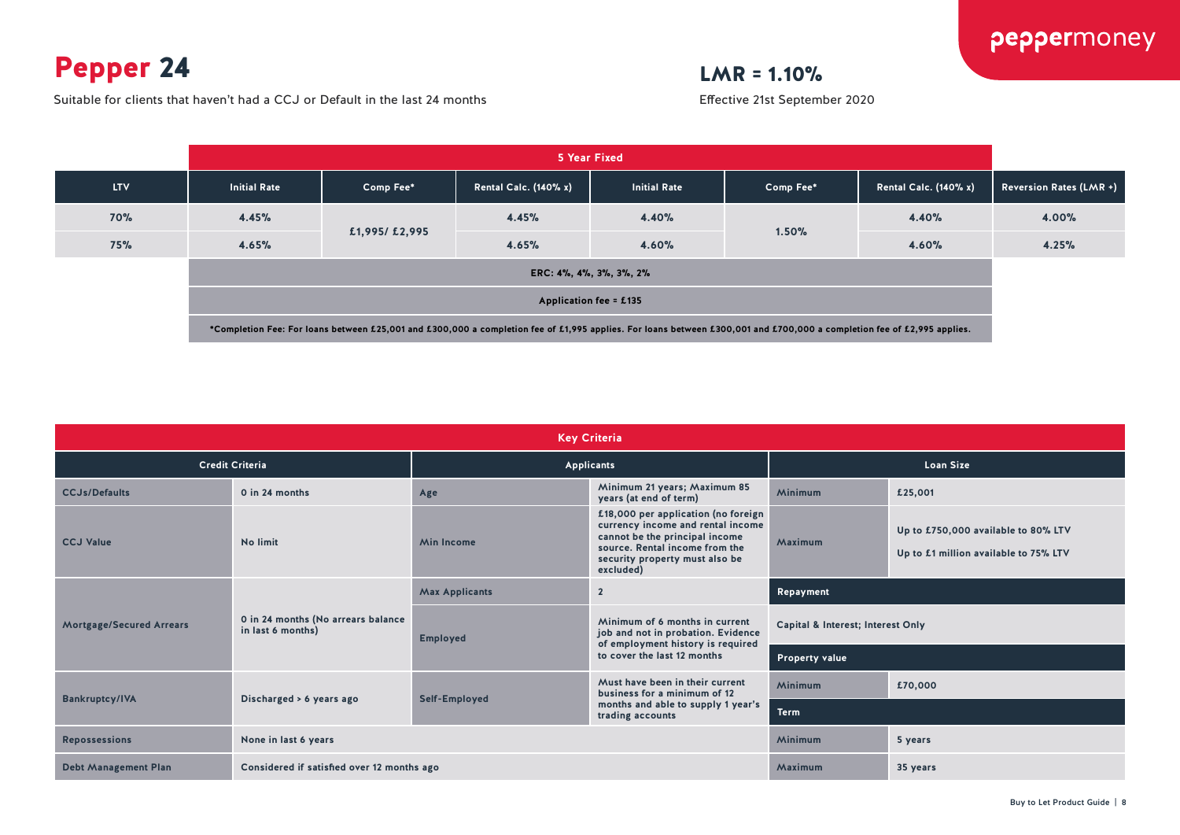# Pepper 24

Suitable for clients that haven't had a CCJ or Default in the last 24 months

## LMR = 1.10%

Effective 21st September 2020

| | 5 Year Fixed | | | | | | |
|---|---|---|---|---|---|---|---|
| LTV | Initial Rate | Comp Fee* | Rental Calc. (140% x) | Initial Rate | Comp Fee* | Rental Calc. (140% x) | Reversion Rates (LMR +) |
| 70% | 4.45% | £1,995/ £2,995 | 4.45% | 4.40% | 1.50% | 4.40% | 4.00% |
| 75% | 4.65% | | 4.65% | 4.60% | | 4.60% | 4.25% |

ERC: 4%, 4%, 3%, 3%, 2%

Application fee = £135

*Completion Fee: For loans between £25,001 and £300,000 a completion fee of £1,995 applies. For loans between £300,001 and £700,000 a completion fee of £2,995 applies.

## Key Criteria

| Credit Criteria | | Applicants | | Loan Size | |
|---|---|---|---|---|---|
| CCJs/Defaults | 0 in 24 months | Age | Minimum 21 years; Maximum 85 years (at end of term) | Minimum | £25,001 |
| CCJ Value | No limit | Min Income | £18,000 per application (no foreign currency income and rental income cannot be the principal income source. Rental income from the security property must also be excluded) | Maximum | Up to £750,000 available to 80% LTV<br>Up to £1 million available to 75% LTV |
| Mortgage/Secured Arrears | 0 in 24 months (No arrears balance in last 6 months) | Max Applicants | 2 | **Repayment** | |
| | | Employed | Minimum of 6 months in current job and not in probation. Evidence of employment history is required to cover the last 12 months | Capital & Interest; Interest Only | |
| | | | | **Property value** | |
| Bankruptcy/IVA | Discharged > 6 years ago | Self-Employed | Must have been in their current business for a minimum of 12 months and able to supply 1 year's trading accounts | Minimum | £70,000 |
| | | | | **Term** | |
| Repossessions | None in last 6 years | | | Minimum | 5 years |
| Debt Management Plan | Considered if satisfied over 12 months ago | | | Maximum | 35 years |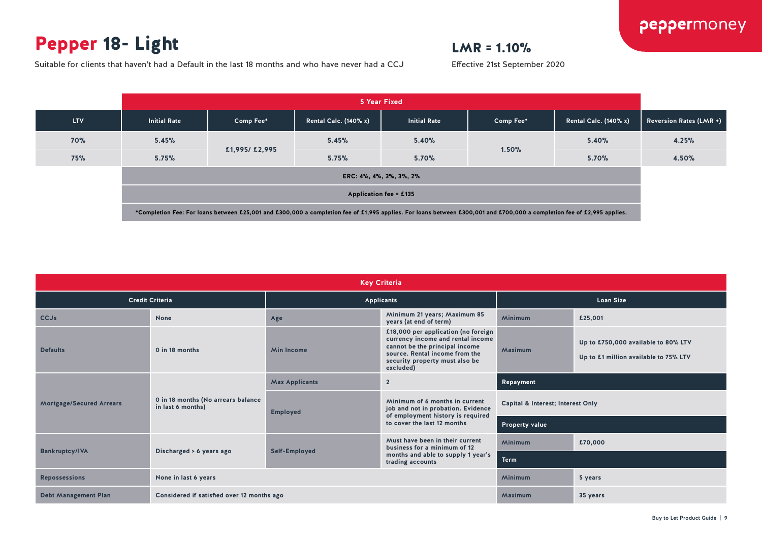# Pepper 18- Light

Suitable for clients that haven't had a Default in the last 18 months and who have never had a CCJ

## LMR = 1.10%

Effective 21st September 2020

| | 5 Year Fixed | | | | | | |
|---|---|---|---|---|---|---|---|
| LTV | Initial Rate | Comp Fee* | Rental Calc. (140% x) | Initial Rate | Comp Fee* | Rental Calc. (140% x) | Reversion Rates (LMR +) |
| 70% | 5.45% | £1,995/ £2,995 | 5.45% | 5.40% | 1.50% | 5.40% | 4.25% |
| 75% | 5.75% | | 5.75% | 5.70% | | 5.70% | 4.50% |

ERC: 4%, 4%, 3%, 3%, 2%

Application fee = £135

*Completion Fee: For loans between £25,001 and £300,000 a completion fee of £1,995 applies. For loans between £300,001 and £700,000 a completion fee of £2,995 applies.

## Key Criteria

| Credit Criteria | | Applicants | | Loan Size | |
|---|---|---|---|---|---|
| CCJs | None | Age | Minimum 21 years; Maximum 85 years (at end of term) | Minimum | £25,001 |
| Defaults | 0 in 18 months | Min Income | £18,000 per application (no foreign currency income and rental income cannot be the principal income source. Rental income from the security property must also be excluded) | Maximum | Up to £750,000 available to 80% LTV<br>Up to £1 million available to 75% LTV |
| Mortgage/Secured Arrears | 0 in 18 months (No arrears balance in last 6 months) | Max Applicants | 2 | **Repayment** | |
| | | Employed | Minimum of 6 months in current job and not in probation. Evidence of employment history is required to cover the last 12 months | Capital & Interest; Interest Only | |
| | | | | **Property value** | |
| Bankruptcy/IVA | Discharged > 6 years ago | Self-Employed | Must have been in their current business for a minimum of 12 months and able to supply 1 year's trading accounts | Minimum | £70,000 |
| | | | | **Term** | |
| Repossessions | None in last 6 years | | | Minimum | 5 years |
| Debt Management Plan | Considered if satisfied over 12 months ago | | | Maximum | 35 years |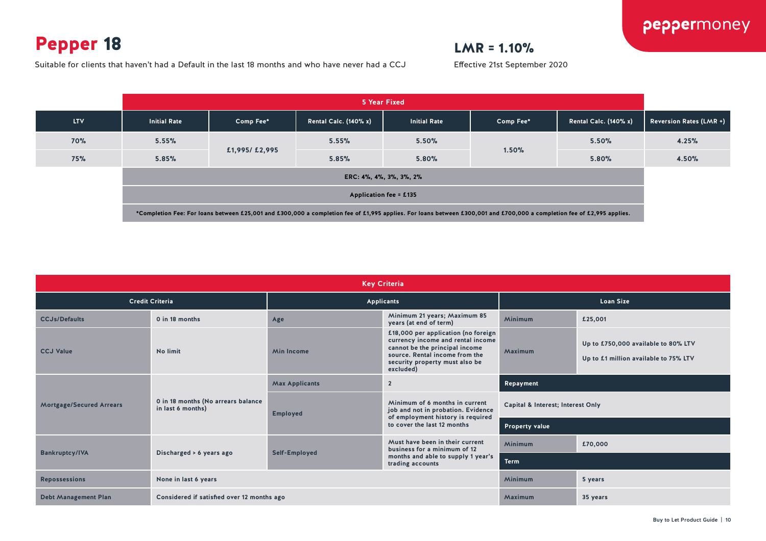# Pepper 18

Suitable for clients that haven't had a Default in the last 18 months and who have never had a CCJ

## LMR = 1.10%

Effective 21st September 2020

| | 5 Year Fixed | | | | | | |
|---|---|---|---|---|---|---|---|
| LTV | Initial Rate | Comp Fee* | Rental Calc. (140% x) | Initial Rate | Comp Fee* | Rental Calc. (140% x) | Reversion Rates (LMR +) |
| 70% | 5.55% | £1,995/ £2,995 | 5.55% | 5.50% | 1.50% | 5.50% | 4.25% |
| 75% | 5.85% | | 5.85% | 5.80% | | 5.80% | 4.50% |
| | ERC: 4%, 4%, 3%, 3%, 2% | | | | | | |
| | Application fee = £135 | | | | | | |
| | *Completion Fee: For loans between £25,001 and £300,000 a completion fee of £1,995 applies. For loans between £300,001 and £700,000 a completion fee of £2,995 applies. | | | | | | |

## Key Criteria

| Credit Criteria | | Applicants | | Loan Size | |
|---|---|---|---|---|---|
| CCJs/Defaults | 0 in 18 months | Age | Minimum 21 years; Maximum 85 years (at end of term) | Minimum | £25,001 |
| CCJ Value | No limit | Min Income | £18,000 per application (no foreign currency income and rental income cannot be the principal income source. Rental income from the security property must also be excluded) | Maximum | Up to £750,000 available to 80% LTV<br>Up to £1 million available to 75% LTV |
| Mortgage/Secured Arrears | 0 in 18 months (No arrears balance in last 6 months) | Max Applicants | 2 | **Repayment** | |
| | | Employed | Minimum of 6 months in current job and not in probation. Evidence of employment history is required to cover the last 12 months | Capital & Interest; Interest Only | |
| | | | | **Property value** | |
| Bankruptcy/IVA | Discharged > 6 years ago | Self-Employed | Must have been in their current business for a minimum of 12 months and able to supply 1 year's trading accounts | Minimum | £70,000 |
| | | | | **Term** | |
| Repossessions | None in last 6 years | | | Minimum | 5 years |
| Debt Management Plan | Considered if satisfied over 12 months ago | | | Maximum | 35 years |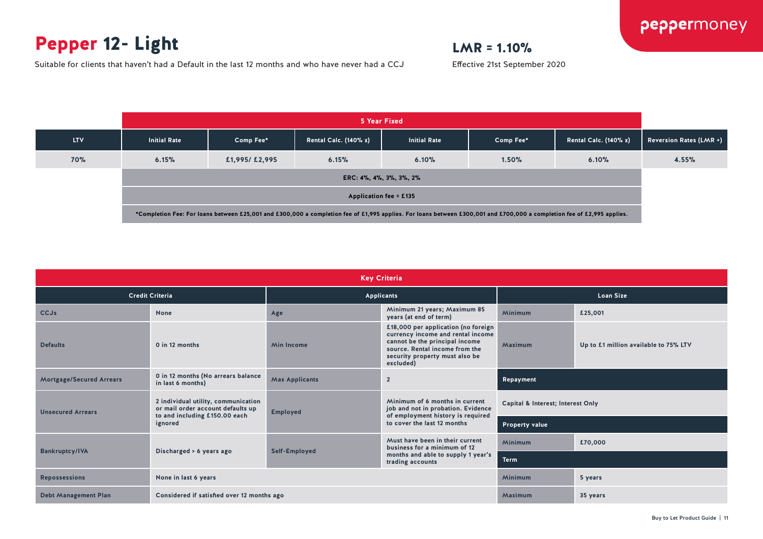# Pepper 12- Light

Suitable for clients that haven't had a Default in the last 12 months and who have never had a CCJ

**LMR = 1.10%**

Effective 21st September 2020

| | 5 Year Fixed | | | | | | |
|---|---|---|---|---|---|---|---|
| **LTV** | **Initial Rate** | **Comp Fee*** | **Rental Calc. (140% x)** | **Initial Rate** | **Comp Fee*** | **Rental Calc. (140% x)** | **Reversion Rates (LMR +)** |
| 70% | 6.15% | £1,995/ £2,995 | 6.15% | 6.10% | 1.50% | 6.10% | 4.55% |
| | ERC: 4%, 4%, 3%, 3%, 2% | | | | | | |
| | Application fee = £135 | | | | | | |
| | *Completion Fee: For loans between £25,001 and £300,000 a completion fee of £1,995 applies. For loans between £300,001 and £700,000 a completion fee of £2,995 applies. | | | | | | |

## Key Criteria

| Credit Criteria | | Applicants | | Loan Size | |
|---|---|---|---|---|---|
| CCJs | None | Age | Minimum 21 years; Maximum 85 years (at end of term) | Minimum | £25,001 |
| Defaults | 0 in 12 months | Min Income | £18,000 per application (no foreign currency income and rental income cannot be the principal income source. Rental income from the security property must also be excluded) | Maximum | Up to £1 million available to 75% LTV |
| Mortgage/Secured Arrears | 0 in 12 months (No arrears balance in last 6 months) | Max Applicants | 2 | **Repayment** | |
| Unsecured Arrears | 2 individual utility, communication or mail order account defaults up to and including £150.00 each ignored | Employed | Minimum of 6 months in current job and not in probation. Evidence of employment history is required to cover the last 12 months | Capital & Interest; Interest Only | |
| | | | | **Property value** | |
| Bankruptcy/IVA | Discharged > 6 years ago | Self-Employed | Must have been in their current business for a minimum of 12 months and able to supply 1 year's trading accounts | Minimum | £70,000 |
| | | | | **Term** | |
| Repossessions | None in last 6 years | | | Minimum | 5 years |
| Debt Management Plan | Considered if satisfied over 12 months ago | | | Maximum | 35 years |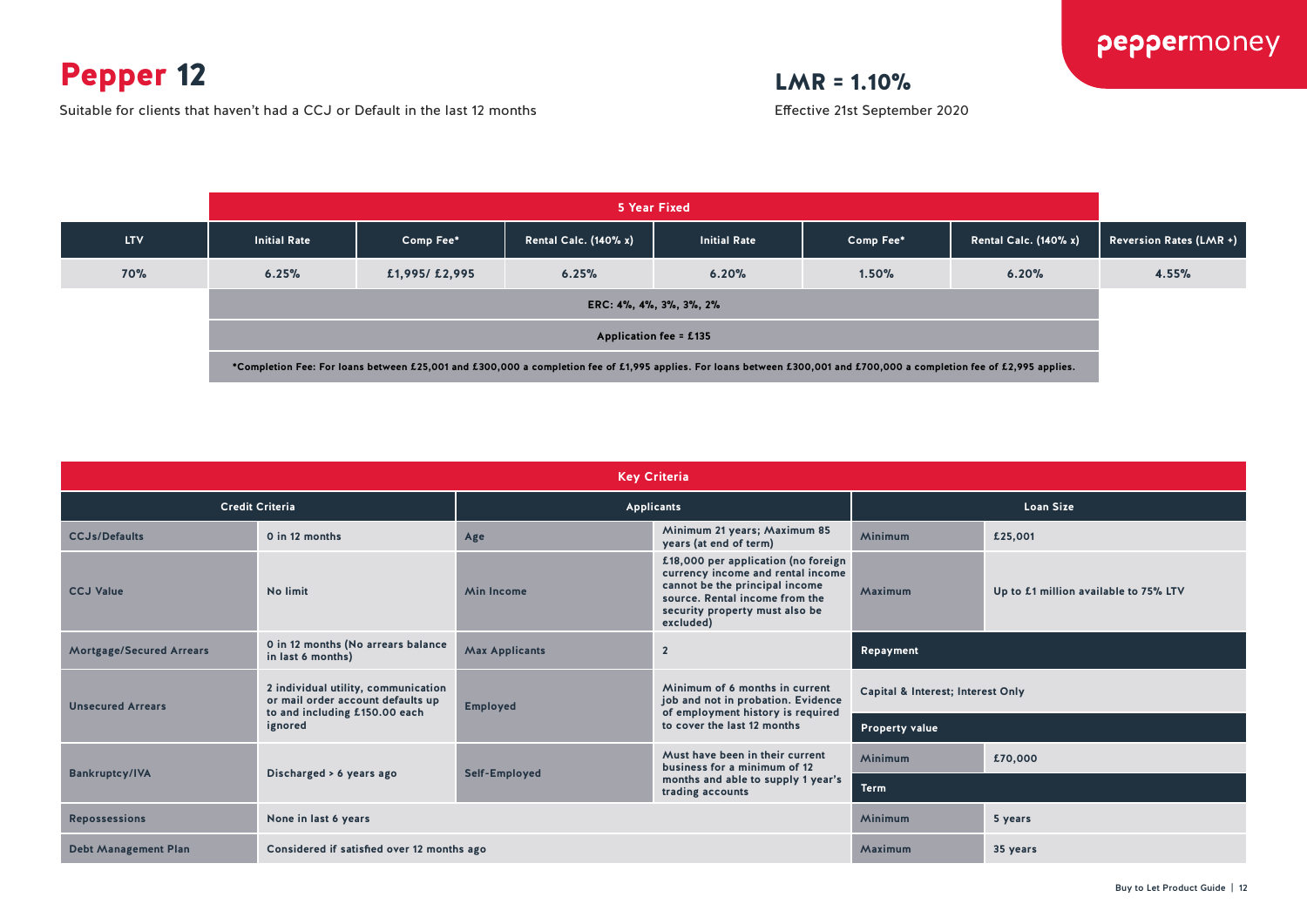# Pepper 12

Suitable for clients that haven't had a CCJ or Default in the last 12 months

## LMR = 1.10%

Effective 21st September 2020

| | 5 Year Fixed | | | | | | |
|---|---|---|---|---|---|---|---|
| LTV | Initial Rate | Comp Fee* | Rental Calc. (140% x) | Initial Rate | Comp Fee* | Rental Calc. (140% x) | Reversion Rates (LMR +) |
| 70% | 6.25% | £1,995/ £2,995 | 6.25% | 6.20% | 1.50% | 6.20% | 4.55% |
| | ERC: 4%, 4%, 3%, 3%, 2% | | | | | | |
| | Application fee = £135 | | | | | | |
| | *Completion Fee: For loans between £25,001 and £300,000 a completion fee of £1,995 applies. For loans between £300,001 and £700,000 a completion fee of £2,995 applies. | | | | | | |

## Key Criteria

| Credit Criteria | | Applicants | | Loan Size | |
|---|---|---|---|---|---|
| CCJs/Defaults | 0 in 12 months | Age | Minimum 21 years; Maximum 85 years (at end of term) | Minimum | £25,001 |
| CCJ Value | No limit | Min Income | £18,000 per application (no foreign currency income and rental income cannot be the principal income source. Rental income from the security property must also be excluded) | Maximum | Up to £1 million available to 75% LTV |
| Mortgage/Secured Arrears | 0 in 12 months (No arrears balance in last 6 months) | Max Applicants | 2 | Repayment | |
| Unsecured Arrears | 2 individual utility, communication or mail order account defaults up to and including £150.00 each ignored | Employed | Minimum of 6 months in current job and not in probation. Evidence of employment history is required to cover the last 12 months | Capital & Interest; Interest Only | |
| | | | | Property value | |
| Bankruptcy/IVA | Discharged > 6 years ago | Self-Employed | Must have been in their current business for a minimum of 12 months and able to supply 1 year's trading accounts | Minimum | £70,000 |
| | | | | Term | |
| Repossessions | None in last 6 years | | | Minimum | 5 years |
| Debt Management Plan | Considered if satisfied over 12 months ago | | | Maximum | 35 years |